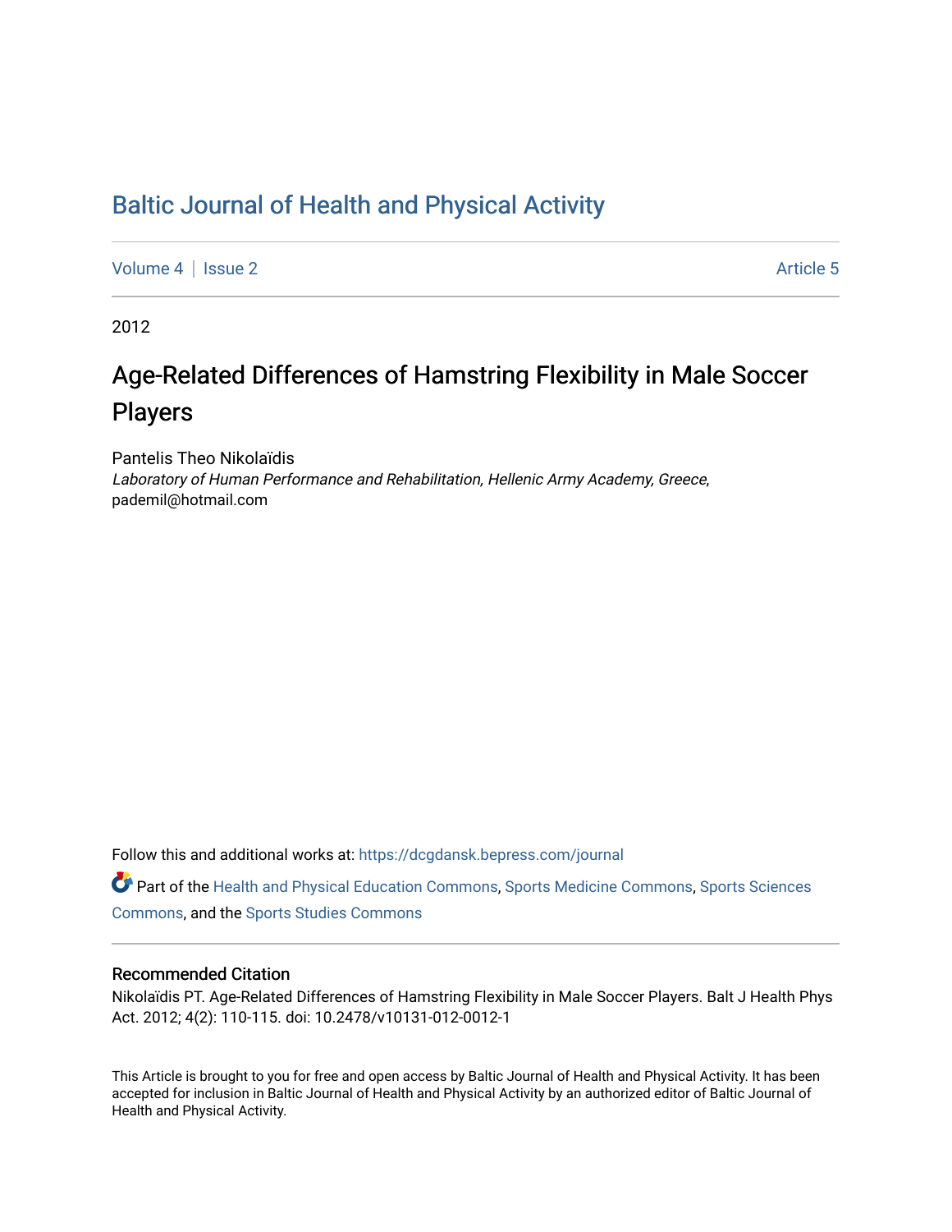# Baltic Journal of Health and Physical Activity

Volume 4 | Issue 2 Article 5

2012

## Age-Related Differences of Hamstring Flexibility in Male Soccer Players

Pantelis Theo Nikolaïdis
*Laboratory of Human Performance and Rehabilitation, Hellenic Army Academy, Greece*, pademil@hotmail.com

Follow this and additional works at: https://dcgdansk.bepress.com/journal

Part of the Health and Physical Education Commons, Sports Medicine Commons, Sports Sciences Commons, and the Sports Studies Commons

### Recommended Citation

Nikolaïdis PT. Age-Related Differences of Hamstring Flexibility in Male Soccer Players. Balt J Health Phys Act. 2012; 4(2): 110-115. doi: 10.2478/v10131-012-0012-1

This Article is brought to you for free and open access by Baltic Journal of Health and Physical Activity. It has been accepted for inclusion in Baltic Journal of Health and Physical Activity by an authorized editor of Baltic Journal of Health and Physical Activity.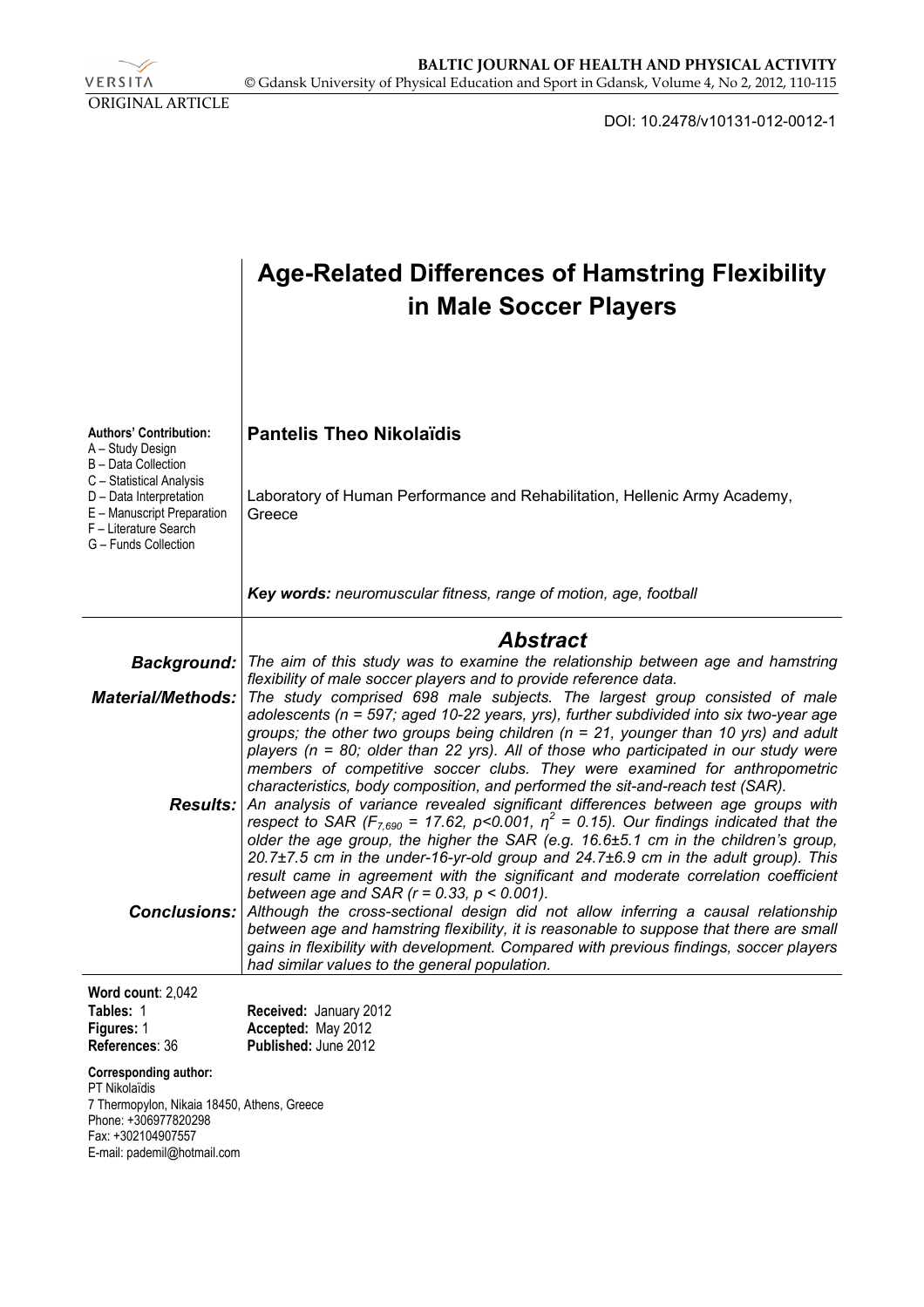ORIGINAL ARTICLE

DOI: 10.2478/v10131-012-0012-1

# Age-Related Differences of Hamstring Flexibility in Male Soccer Players

**Authors' Contribution:**
A – Study Design
B – Data Collection
C – Statistical Analysis
D – Data Interpretation
E – Manuscript Preparation
F – Literature Search
G – Funds Collection

**Pantelis Theo Nikolaïdis**

Laboratory of Human Performance and Rehabilitation, Hellenic Army Academy, Greece

***Key words:*** *neuromuscular fitness, range of motion, age, football*

## *Abstract*

***Background:*** *The aim of this study was to examine the relationship between age and hamstring flexibility of male soccer players and to provide reference data.*

***Material/Methods:*** *The study comprised 698 male subjects. The largest group consisted of male adolescents (n = 597; aged 10-22 years, yrs), further subdivided into six two-year age groups; the other two groups being children (n = 21, younger than 10 yrs) and adult players (n = 80; older than 22 yrs). All of those who participated in our study were members of competitive soccer clubs. They were examined for anthropometric characteristics, body composition, and performed the sit-and-reach test (SAR).*

***Results:*** *An analysis of variance revealed significant differences between age groups with respect to SAR ($F_{7,690}$ = 17.62, p<0.001, $\eta^2$ = 0.15). Our findings indicated that the older the age group, the higher the SAR (e.g. 16.6±5.1 cm in the children's group, 20.7±7.5 cm in the under-16-yr-old group and 24.7±6.9 cm in the adult group). This result came in agreement with the significant and moderate correlation coefficient between age and SAR (r = 0.33, p < 0.001).*

***Conclusions:*** *Although the cross-sectional design did not allow inferring a causal relationship between age and hamstring flexibility, it is reasonable to suppose that there are small gains in flexibility with development. Compared with previous findings, soccer players had similar values to the general population.*

**Word count**: 2,042
**Tables:** 1
**Figures:** 1
**References**: 36

**Received:** January 2012
**Accepted:** May 2012
**Published:** June 2012

**Corresponding author:**
PT Nikolaïdis
7 Thermopylon, Nikaia 18450, Athens, Greece
Phone: +306977820298
Fax: +302104907557
E-mail: pademil@hotmail.com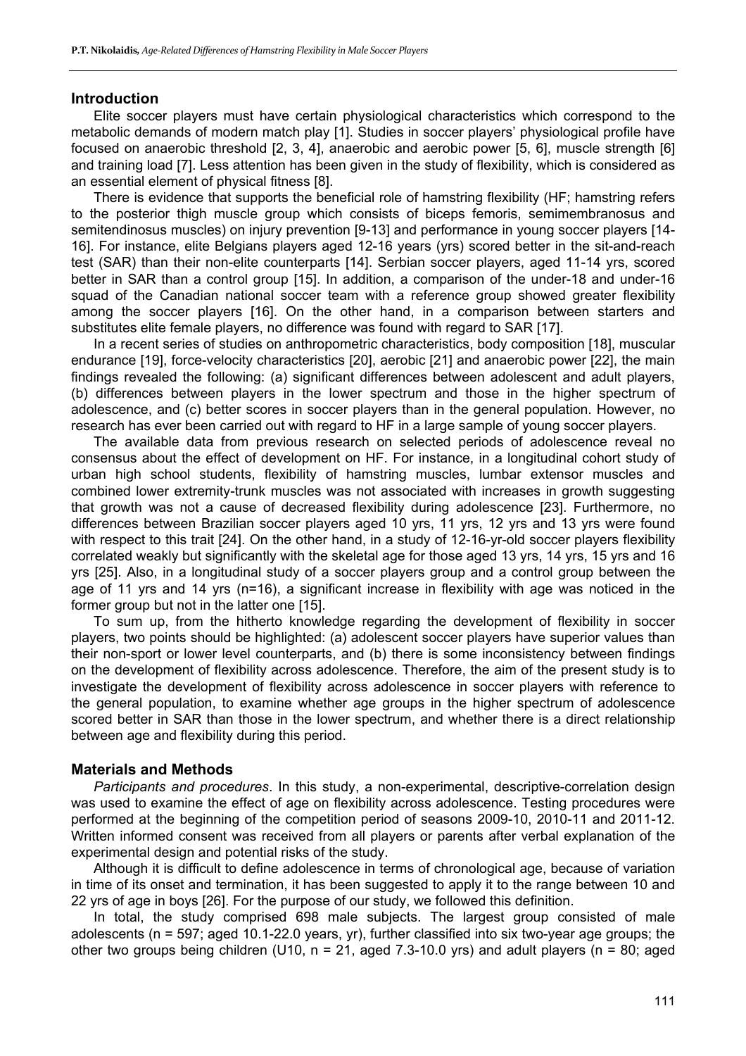## Introduction

Elite soccer players must have certain physiological characteristics which correspond to the metabolic demands of modern match play [1]. Studies in soccer players' physiological profile have focused on anaerobic threshold [2, 3, 4], anaerobic and aerobic power [5, 6], muscle strength [6] and training load [7]. Less attention has been given in the study of flexibility, which is considered as an essential element of physical fitness [8].

There is evidence that supports the beneficial role of hamstring flexibility (HF; hamstring refers to the posterior thigh muscle group which consists of biceps femoris, semimembranosus and semitendinosus muscles) on injury prevention [9-13] and performance in young soccer players [14-16]. For instance, elite Belgians players aged 12-16 years (yrs) scored better in the sit-and-reach test (SAR) than their non-elite counterparts [14]. Serbian soccer players, aged 11-14 yrs, scored better in SAR than a control group [15]. In addition, a comparison of the under-18 and under-16 squad of the Canadian national soccer team with a reference group showed greater flexibility among the soccer players [16]. On the other hand, in a comparison between starters and substitutes elite female players, no difference was found with regard to SAR [17].

In a recent series of studies on anthropometric characteristics, body composition [18], muscular endurance [19], force-velocity characteristics [20], aerobic [21] and anaerobic power [22], the main findings revealed the following: (a) significant differences between adolescent and adult players, (b) differences between players in the lower spectrum and those in the higher spectrum of adolescence, and (c) better scores in soccer players than in the general population. However, no research has ever been carried out with regard to HF in a large sample of young soccer players.

The available data from previous research on selected periods of adolescence reveal no consensus about the effect of development on HF. For instance, in a longitudinal cohort study of urban high school students, flexibility of hamstring muscles, lumbar extensor muscles and combined lower extremity-trunk muscles was not associated with increases in growth suggesting that growth was not a cause of decreased flexibility during adolescence [23]. Furthermore, no differences between Brazilian soccer players aged 10 yrs, 11 yrs, 12 yrs and 13 yrs were found with respect to this trait [24]. On the other hand, in a study of 12-16-yr-old soccer players flexibility correlated weakly but significantly with the skeletal age for those aged 13 yrs, 14 yrs, 15 yrs and 16 yrs [25]. Also, in a longitudinal study of a soccer players group and a control group between the age of 11 yrs and 14 yrs (n=16), a significant increase in flexibility with age was noticed in the former group but not in the latter one [15].

To sum up, from the hitherto knowledge regarding the development of flexibility in soccer players, two points should be highlighted: (a) adolescent soccer players have superior values than their non-sport or lower level counterparts, and (b) there is some inconsistency between findings on the development of flexibility across adolescence. Therefore, the aim of the present study is to investigate the development of flexibility across adolescence in soccer players with reference to the general population, to examine whether age groups in the higher spectrum of adolescence scored better in SAR than those in the lower spectrum, and whether there is a direct relationship between age and flexibility during this period.

## Materials and Methods

*Participants and procedures*. In this study, a non-experimental, descriptive-correlation design was used to examine the effect of age on flexibility across adolescence. Testing procedures were performed at the beginning of the competition period of seasons 2009-10, 2010-11 and 2011-12. Written informed consent was received from all players or parents after verbal explanation of the experimental design and potential risks of the study.

Although it is difficult to define adolescence in terms of chronological age, because of variation in time of its onset and termination, it has been suggested to apply it to the range between 10 and 22 yrs of age in boys [26]. For the purpose of our study, we followed this definition.

In total, the study comprised 698 male subjects. The largest group consisted of male adolescents (n = 597; aged 10.1-22.0 years, yr), further classified into six two-year age groups; the other two groups being children (U10, n = 21, aged 7.3-10.0 yrs) and adult players (n = 80; aged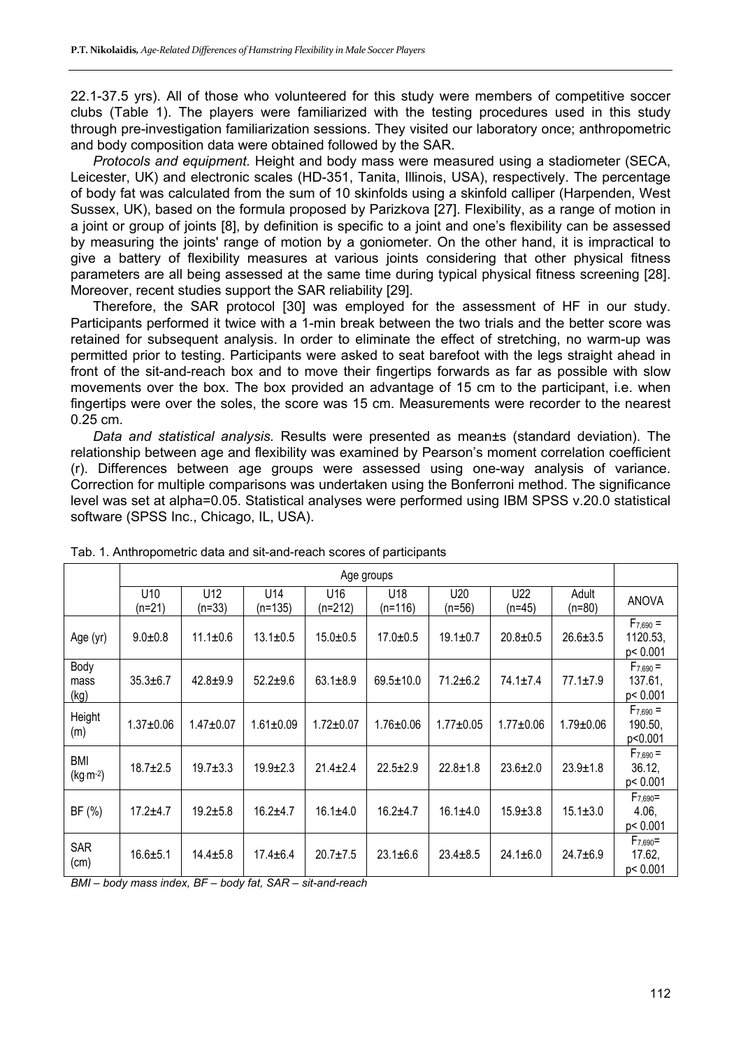22.1-37.5 yrs). All of those who volunteered for this study were members of competitive soccer clubs (Table 1). The players were familiarized with the testing procedures used in this study through pre-investigation familiarization sessions. They visited our laboratory once; anthropometric and body composition data were obtained followed by the SAR.

*Protocols and equipment.* Height and body mass were measured using a stadiometer (SECA, Leicester, UK) and electronic scales (HD-351, Tanita, Illinois, USA), respectively. The percentage of body fat was calculated from the sum of 10 skinfolds using a skinfold calliper (Harpenden, West Sussex, UK), based on the formula proposed by Parizkova [27]. Flexibility, as a range of motion in a joint or group of joints [8], by definition is specific to a joint and one's flexibility can be assessed by measuring the joints' range of motion by a goniometer. On the other hand, it is impractical to give a battery of flexibility measures at various joints considering that other physical fitness parameters are all being assessed at the same time during typical physical fitness screening [28]. Moreover, recent studies support the SAR reliability [29].

Therefore, the SAR protocol [30] was employed for the assessment of HF in our study. Participants performed it twice with a 1-min break between the two trials and the better score was retained for subsequent analysis. In order to eliminate the effect of stretching, no warm-up was permitted prior to testing. Participants were asked to seat barefoot with the legs straight ahead in front of the sit-and-reach box and to move their fingertips forwards as far as possible with slow movements over the box. The box provided an advantage of 15 cm to the participant, i.e. when fingertips were over the soles, the score was 15 cm. Measurements were recorder to the nearest 0.25 cm.

*Data and statistical analysis.* Results were presented as mean±s (standard deviation). The relationship between age and flexibility was examined by Pearson's moment correlation coefficient (r). Differences between age groups were assessed using one-way analysis of variance. Correction for multiple comparisons was undertaken using the Bonferroni method. The significance level was set at alpha=0.05. Statistical analyses were performed using IBM SPSS v.20.0 statistical software (SPSS Inc., Chicago, IL, USA).

Tab. 1. Anthropometric data and sit-and-reach scores of participants

| | Age groups | | | | | | | | |
|---|---|---|---|---|---|---|---|---|---|
| | U10 (n=21) | U12 (n=33) | U14 (n=135) | U16 (n=212) | U18 (n=116) | U20 (n=56) | U22 (n=45) | Adult (n=80) | ANOVA |
| Age (yr) | 9.0±0.8 | 11.1±0.6 | 13.1±0.5 | 15.0±0.5 | 17.0±0.5 | 19.1±0.7 | 20.8±0.5 | 26.6±3.5 | $F_{7,690}$ = 1120.53, p< 0.001 |
| Body mass (kg) | 35.3±6.7 | 42.8±9.9 | 52.2±9.6 | 63.1±8.9 | 69.5±10.0 | 71.2±6.2 | 74.1±7.4 | 77.1±7.9 | $F_{7,690}$ = 137.61, p< 0.001 |
| Height (m) | 1.37±0.06 | 1.47±0.07 | 1.61±0.09 | 1.72±0.07 | 1.76±0.06 | 1.77±0.05 | 1.77±0.06 | 1.79±0.06 | $F_{7,690}$ = 190.50, p<0.001 |
| BMI ($kg \cdot m^{-2}$) | 18.7±2.5 | 19.7±3.3 | 19.9±2.3 | 21.4±2.4 | 22.5±2.9 | 22.8±1.8 | 23.6±2.0 | 23.9±1.8 | $F_{7,690}$ = 36.12, p< 0.001 |
| BF (%) | 17.2±4.7 | 19.2±5.8 | 16.2±4.7 | 16.1±4.0 | 16.2±4.7 | 16.1±4.0 | 15.9±3.8 | 15.1±3.0 | $F_{7,690}$= 4.06, p< 0.001 |
| SAR (cm) | 16.6±5.1 | 14.4±5.8 | 17.4±6.4 | 20.7±7.5 | 23.1±6.6 | 23.4±8.5 | 24.1±6.0 | 24.7±6.9 | $F_{7,690}$= 17.62, p< 0.001 |

*BMI – body mass index, BF – body fat, SAR – sit-and-reach*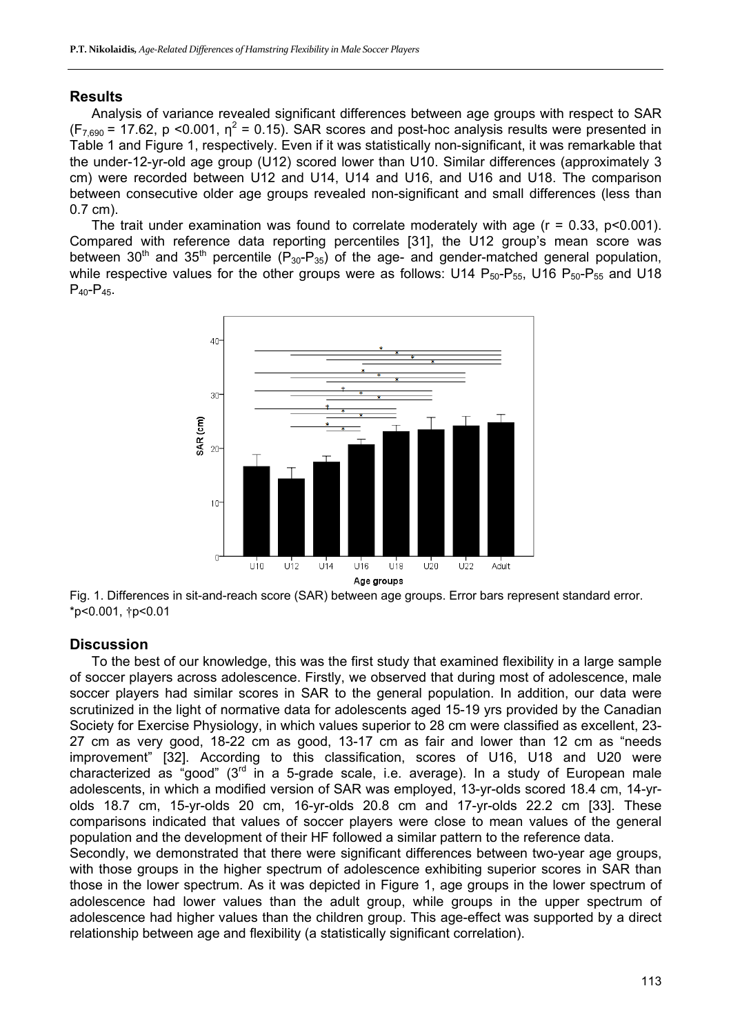## Results

Analysis of variance revealed significant differences between age groups with respect to SAR ($F_{7,690}$ = 17.62, p <0.001, $\eta^2$ = 0.15). SAR scores and post-hoc analysis results were presented in Table 1 and Figure 1, respectively. Even if it was statistically non-significant, it was remarkable that the under-12-yr-old age group (U12) scored lower than U10. Similar differences (approximately 3 cm) were recorded between U12 and U14, U14 and U16, and U16 and U18. The comparison between consecutive older age groups revealed non-significant and small differences (less than 0.7 cm).

The trait under examination was found to correlate moderately with age (r = 0.33, p<0.001). Compared with reference data reporting percentiles [31], the U12 group's mean score was between 30th and 35th percentile ($P_{30}$-$P_{35}$) of the age- and gender-matched general population, while respective values for the other groups were as follows: U14 $P_{50}$-$P_{55}$, U16 $P_{50}$-$P_{55}$ and U18 $P_{40}$-$P_{45}$.

Fig. 1. Differences in sit-and-reach score (SAR) between age groups. Error bars represent standard error. *p<0.001, †p<0.01

## Discussion

To the best of our knowledge, this was the first study that examined flexibility in a large sample of soccer players across adolescence. Firstly, we observed that during most of adolescence, male soccer players had similar scores in SAR to the general population. In addition, our data were scrutinized in the light of normative data for adolescents aged 15-19 yrs provided by the Canadian Society for Exercise Physiology, in which values superior to 28 cm were classified as excellent, 23-27 cm as very good, 18-22 cm as good, 13-17 cm as fair and lower than 12 cm as "needs improvement" [32]. According to this classification, scores of U16, U18 and U20 were characterized as "good" (3rd in a 5-grade scale, i.e. average). In a study of European male adolescents, in which a modified version of SAR was employed, 13-yr-olds scored 18.4 cm, 14-yr-olds 18.7 cm, 15-yr-olds 20 cm, 16-yr-olds 20.8 cm and 17-yr-olds 22.2 cm [33]. These comparisons indicated that values of soccer players were close to mean values of the general population and the development of their HF followed a similar pattern to the reference data.

Secondly, we demonstrated that there were significant differences between two-year age groups, with those groups in the higher spectrum of adolescence exhibiting superior scores in SAR than those in the lower spectrum. As it was depicted in Figure 1, age groups in the lower spectrum of adolescence had lower values than the adult group, while groups in the upper spectrum of adolescence had higher values than the children group. This age-effect was supported by a direct relationship between age and flexibility (a statistically significant correlation).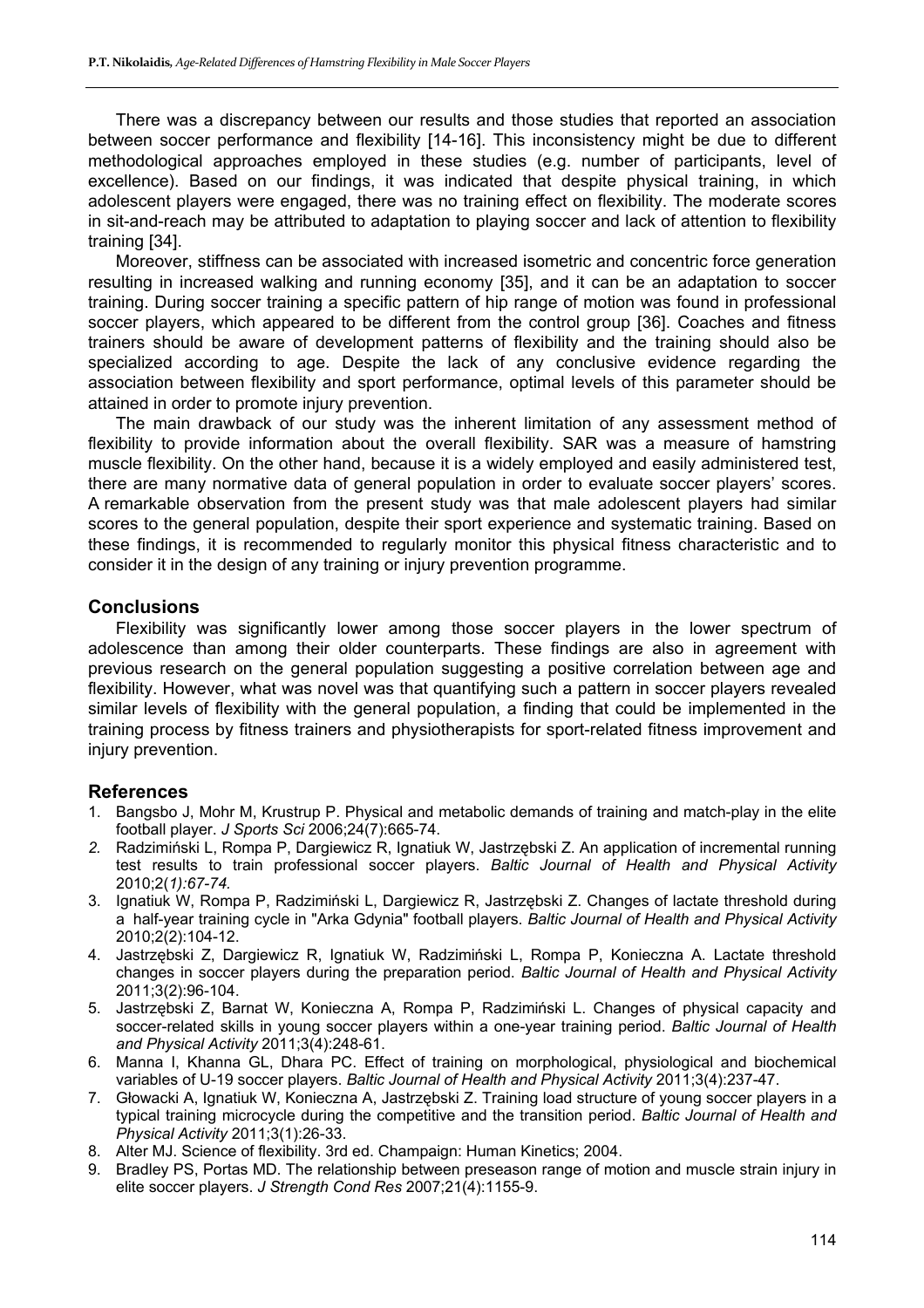There was a discrepancy between our results and those studies that reported an association between soccer performance and flexibility [14-16]. This inconsistency might be due to different methodological approaches employed in these studies (e.g. number of participants, level of excellence). Based on our findings, it was indicated that despite physical training, in which adolescent players were engaged, there was no training effect on flexibility. The moderate scores in sit-and-reach may be attributed to adaptation to playing soccer and lack of attention to flexibility training [34].

Moreover, stiffness can be associated with increased isometric and concentric force generation resulting in increased walking and running economy [35], and it can be an adaptation to soccer training. During soccer training a specific pattern of hip range of motion was found in professional soccer players, which appeared to be different from the control group [36]. Coaches and fitness trainers should be aware of development patterns of flexibility and the training should also be specialized according to age. Despite the lack of any conclusive evidence regarding the association between flexibility and sport performance, optimal levels of this parameter should be attained in order to promote injury prevention.

The main drawback of our study was the inherent limitation of any assessment method of flexibility to provide information about the overall flexibility. SAR was a measure of hamstring muscle flexibility. On the other hand, because it is a widely employed and easily administered test, there are many normative data of general population in order to evaluate soccer players' scores. A remarkable observation from the present study was that male adolescent players had similar scores to the general population, despite their sport experience and systematic training. Based on these findings, it is recommended to regularly monitor this physical fitness characteristic and to consider it in the design of any training or injury prevention programme.

## Conclusions

Flexibility was significantly lower among those soccer players in the lower spectrum of adolescence than among their older counterparts. These findings are also in agreement with previous research on the general population suggesting a positive correlation between age and flexibility. However, what was novel was that quantifying such a pattern in soccer players revealed similar levels of flexibility with the general population, a finding that could be implemented in the training process by fitness trainers and physiotherapists for sport-related fitness improvement and injury prevention.

## References

1. Bangsbo J, Mohr M, Krustrup P. Physical and metabolic demands of training and match-play in the elite football player. *J Sports Sci* 2006;24(7):665-74.
2. Radzimiński L, Rompa P, Dargiewicz R, Ignatiuk W, Jastrzębski Z. An application of incremental running test results to train professional soccer players. *Baltic Journal of Health and Physical Activity* 2010;2(*1):67-74.*
3. Ignatiuk W, Rompa P, Radzimiński L, Dargiewicz R, Jastrzębski Z. Changes of lactate threshold during a half-year training cycle in "Arka Gdynia" football players. *Baltic Journal of Health and Physical Activity* 2010;2(2):104-12.
4. Jastrzębski Z, Dargiewicz R, Ignatiuk W, Radzimiński L, Rompa P, Konieczna A. Lactate threshold changes in soccer players during the preparation period. *Baltic Journal of Health and Physical Activity* 2011;3(2):96-104.
5. Jastrzębski Z, Barnat W, Konieczna A, Rompa P, Radzimiński L. Changes of physical capacity and soccer-related skills in young soccer players within a one-year training period. *Baltic Journal of Health and Physical Activity* 2011;3(4):248-61.
6. Manna I, Khanna GL, Dhara PC. Effect of training on morphological, physiological and biochemical variables of U-19 soccer players. *Baltic Journal of Health and Physical Activity* 2011;3(4):237-47.
7. Głowacki A, Ignatiuk W, Konieczna A, Jastrzębski Z. Training load structure of young soccer players in a typical training microcycle during the competitive and the transition period. *Baltic Journal of Health and Physical Activity* 2011;3(1):26-33.
8. Alter MJ. Science of flexibility. 3rd ed. Champaign: Human Kinetics; 2004.
9. Bradley PS, Portas MD. The relationship between preseason range of motion and muscle strain injury in elite soccer players. *J Strength Cond Res* 2007;21(4):1155-9.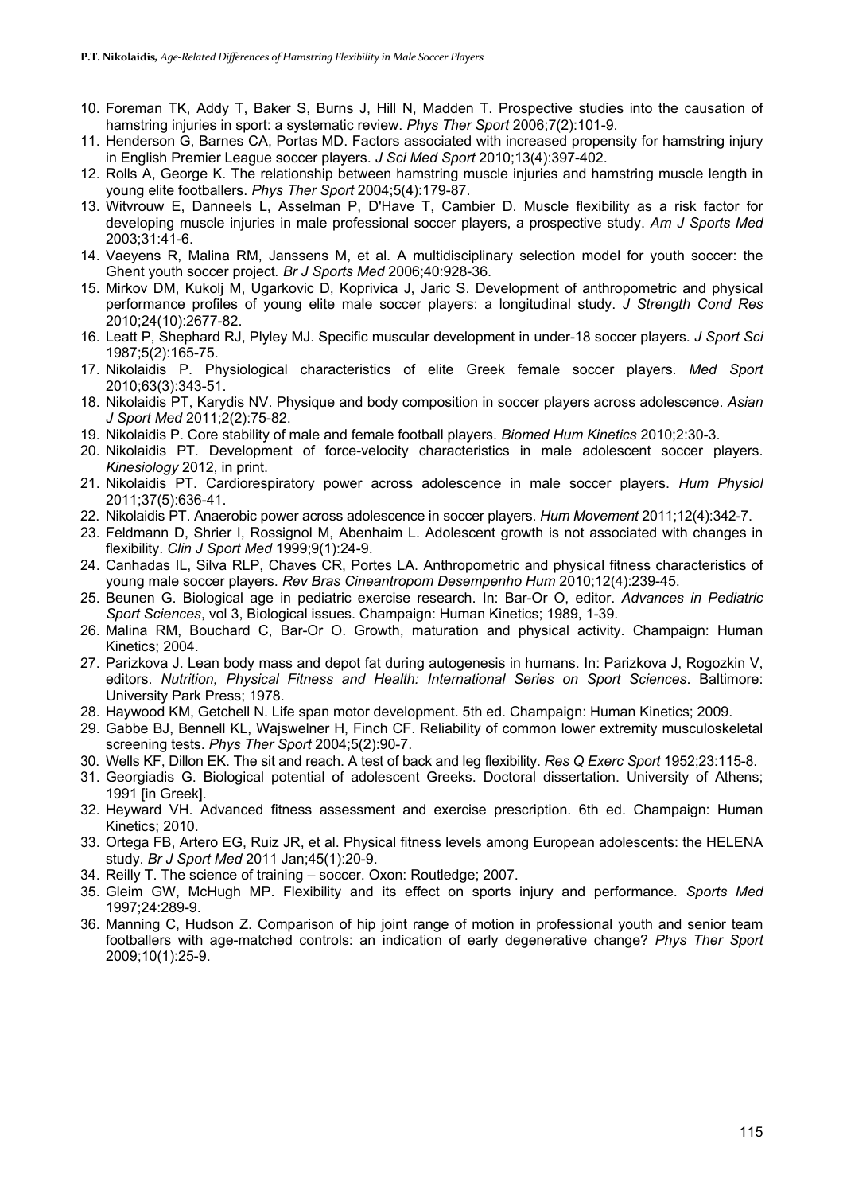10. Foreman TK, Addy T, Baker S, Burns J, Hill N, Madden T. Prospective studies into the causation of hamstring injuries in sport: a systematic review. *Phys Ther Sport* 2006;7(2):101-9.
11. Henderson G, Barnes CA, Portas MD. Factors associated with increased propensity for hamstring injury in English Premier League soccer players. *J Sci Med Sport* 2010;13(4):397-402.
12. Rolls A, George K. The relationship between hamstring muscle injuries and hamstring muscle length in young elite footballers. *Phys Ther Sport* 2004;5(4):179-87.
13. Witvrouw E, Danneels L, Asselman P, D'Have T, Cambier D. Muscle flexibility as a risk factor for developing muscle injuries in male professional soccer players, a prospective study. *Am J Sports Med* 2003;31:41-6.
14. Vaeyens R, Malina RM, Janssens M, et al. A multidisciplinary selection model for youth soccer: the Ghent youth soccer project. *Br J Sports Med* 2006;40:928-36.
15. Mirkov DM, Kukolj M, Ugarkovic D, Koprivica J, Jaric S. Development of anthropometric and physical performance profiles of young elite male soccer players: a longitudinal study. *J Strength Cond Res* 2010;24(10):2677-82.
16. Leatt P, Shephard RJ, Plyley MJ. Specific muscular development in under-18 soccer players. *J Sport Sci* 1987;5(2):165-75.
17. Nikolaidis P. Physiological characteristics of elite Greek female soccer players. *Med Sport* 2010;63(3):343-51.
18. Nikolaidis PT, Karydis NV. Physique and body composition in soccer players across adolescence. *Asian J Sport Med* 2011;2(2):75-82.
19. Nikolaidis P. Core stability of male and female football players. *Biomed Hum Kinetics* 2010;2:30-3.
20. Nikolaidis PT. Development of force-velocity characteristics in male adolescent soccer players. *Kinesiology* 2012, in print.
21. Nikolaidis PT. Cardiorespiratory power across adolescence in male soccer players. *Hum Physiol* 2011;37(5):636-41.
22. Nikolaidis PT. Anaerobic power across adolescence in soccer players. *Hum Movement* 2011;12(4):342-7.
23. Feldmann D, Shrier I, Rossignol M, Abenhaim L. Adolescent growth is not associated with changes in flexibility. *Clin J Sport Med* 1999;9(1):24-9.
24. Canhadas IL, Silva RLP, Chaves CR, Portes LA. Anthropometric and physical fitness characteristics of young male soccer players. *Rev Bras Cineantropom Desempenho Hum* 2010;12(4):239-45.
25. Beunen G. Biological age in pediatric exercise research. In: Bar-Or O, editor. *Advances in Pediatric Sport Sciences*, vol 3, Biological issues. Champaign: Human Kinetics; 1989, 1-39.
26. Malina RM, Bouchard C, Bar-Or O. Growth, maturation and physical activity. Champaign: Human Kinetics; 2004.
27. Parizkova J. Lean body mass and depot fat during autogenesis in humans. In: Parizkova J, Rogozkin V, editors. *Nutrition, Physical Fitness and Health: International Series on Sport Sciences*. Baltimore: University Park Press; 1978.
28. Haywood KM, Getchell N. Life span motor development. 5th ed. Champaign: Human Kinetics; 2009.
29. Gabbe BJ, Bennell KL, Wajswelner H, Finch CF. Reliability of common lower extremity musculoskeletal screening tests. *Phys Ther Sport* 2004;5(2):90-7.
30. Wells KF, Dillon EK. The sit and reach. A test of back and leg flexibility. *Res Q Exerc Sport* 1952;23:115-8.
31. Georgiadis G. Biological potential of adolescent Greeks. Doctoral dissertation. University of Athens; 1991 [in Greek].
32. Heyward VH. Advanced fitness assessment and exercise prescription. 6th ed. Champaign: Human Kinetics; 2010.
33. Ortega FB, Artero EG, Ruiz JR, et al. Physical fitness levels among European adolescents: the HELENA study. *Br J Sport Med* 2011 Jan;45(1):20-9.
34. Reilly T. The science of training – soccer. Oxon: Routledge; 2007.
35. Gleim GW, McHugh MP. Flexibility and its effect on sports injury and performance. *Sports Med* 1997;24:289-9.
36. Manning C, Hudson Z. Comparison of hip joint range of motion in professional youth and senior team footballers with age-matched controls: an indication of early degenerative change? *Phys Ther Sport* 2009;10(1):25-9.